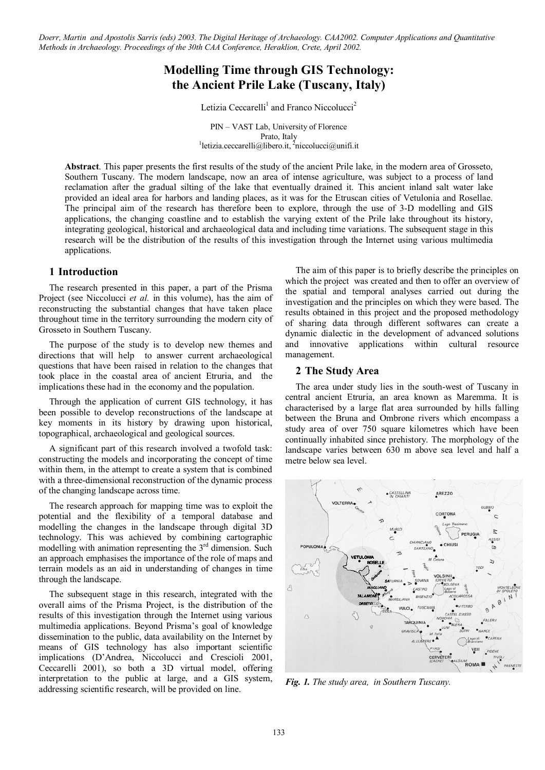*Doerr, Martin and Apostolis Sarris (eds) 2003. The Digital Heritage of Archaeology. CAA2002. Computer Applications and Quantitative Methods in Archaeology. Proceedings of the 30th CAA Conference, Heraklion, Crete, April 2002.*

# Modelling Time through GIS Technology: the Ancient Prile Lake (Tuscany, Italy)

Letizia Ceccarelli[1] and Franco Niccolucci[2]

PIN – VAST Lab, University of Florence
Prato, Italy
[1]letizia.ceccarelli@libero.it, [2]niccolucci@unifi.it

**Abstract**. This paper presents the first results of the study of the ancient Prile lake, in the modern area of Grosseto, Southern Tuscany. The modern landscape, now an area of intense agriculture, was subject to a process of land reclamation after the gradual silting of the lake that eventually drained it. This ancient inland salt water lake provided an ideal area for harbors and landing places, as it was for the Etruscan cities of Vetulonia and Rosellae. The principal aim of the research has therefore been to explore, through the use of 3-D modelling and GIS applications, the changing coastline and to establish the varying extent of the Prile lake throughout its history, integrating geological, historical and archaeological data and including time variations. The subsequent stage in this research will be the distribution of the results of this investigation through the Internet using various multimedia applications.

## 1 Introduction

The research presented in this paper, a part of the Prisma Project (see Niccolucci *et al.* in this volume), has the aim of reconstructing the substantial changes that have taken place throughout time in the territory surrounding the modern city of Grosseto in Southern Tuscany.

The purpose of the study is to develop new themes and directions that will help to answer current archaeological questions that have been raised in relation to the changes that took place in the coastal area of ancient Etruria, and the implications these had in the economy and the population.

Through the application of current GIS technology, it has been possible to develop reconstructions of the landscape at key moments in its history by drawing upon historical, topographical, archaeological and geological sources.

A significant part of this research involved a twofold task: constructing the models and incorporating the concept of time within them, in the attempt to create a system that is combined with a three-dimensional reconstruction of the dynamic process of the changing landscape across time.

The research approach for mapping time was to exploit the potential and the flexibility of a temporal database and modelling the changes in the landscape through digital 3D technology. This was achieved by combining cartographic modelling with animation representing the 3rd dimension. Such an approach emphasises the importance of the role of maps and terrain models as an aid in understanding of changes in time through the landscape.

The subsequent stage in this research, integrated with the overall aims of the Prisma Project, is the distribution of the results of this investigation through the Internet using various multimedia applications. Beyond Prisma's goal of knowledge dissemination to the public, data availability on the Internet by means of GIS technology has also important scientific implications (D'Andrea, Niccolucci and Crescioli 2001, Ceccarelli 2001), so both a 3D virtual model, offering interpretation to the public at large, and a GIS system, addressing scientific research, will be provided on line.

The aim of this paper is to briefly describe the principles on which the project was created and then to offer an overview of the spatial and temporal analyses carried out during the investigation and the principles on which they were based. The results obtained in this project and the proposed methodology of sharing data through different softwares can create a dynamic dialectic in the development of advanced solutions and innovative applications within cultural resource management.

## 2 The Study Area

The area under study lies in the south-west of Tuscany in central ancient Etruria, an area known as Maremma. It is characterised by a large flat area surrounded by hills falling between the Bruna and Ombrone rivers which encompass a study area of over 750 square kilometres which have been continually inhabited since prehistory. The morphology of the landscape varies between 630 m above sea level and half a metre below sea level.

***Fig. 1.** The study area, in Southern Tuscany.*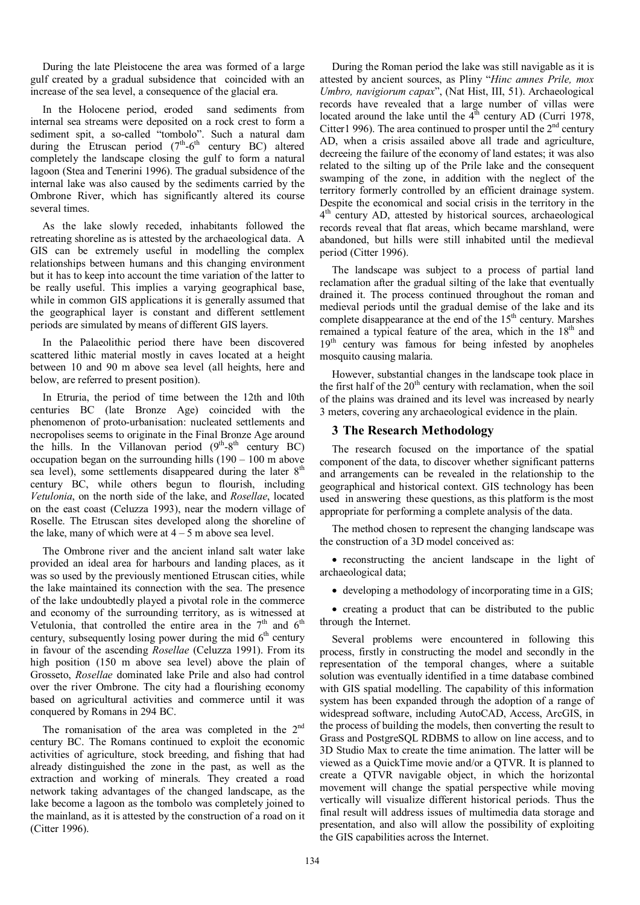During the late Pleistocene the area was formed of a large gulf created by a gradual subsidence that coincided with an increase of the sea level, a consequence of the glacial era.

In the Holocene period, eroded sand sediments from internal sea streams were deposited on a rock crest to form a sediment spit, a so-called "tombolo". Such a natural dam during the Etruscan period (7th-6th century BC) altered completely the landscape closing the gulf to form a natural lagoon (Stea and Tenerini 1996). The gradual subsidence of the internal lake was also caused by the sediments carried by the Ombrone River, which has significantly altered its course several times.

As the lake slowly receded, inhabitants followed the retreating shoreline as is attested by the archaeological data. A GIS can be extremely useful in modelling the complex relationships between humans and this changing environment but it has to keep into account the time variation of the latter to be really useful. This implies a varying geographical base, while in common GIS applications it is generally assumed that the geographical layer is constant and different settlement periods are simulated by means of different GIS layers.

In the Palaeolithic period there have been discovered scattered lithic material mostly in caves located at a height between 10 and 90 m above sea level (all heights, here and below, are referred to present position).

In Etruria, the period of time between the 12th and l0th centuries BC (late Bronze Age) coincided with the phenomenon of proto-urbanisation: nucleated settlements and necropolises seems to originate in the Final Bronze Age around the hills. In the Villanovan period (9th-8th century BC) occupation began on the surrounding hills (190 – 100 m above sea level), some settlements disappeared during the later 8th century BC, while others begun to flourish, including *Vetulonia*, on the north side of the lake, and *Rosellae*, located on the east coast (Celuzza 1993), near the modern village of Roselle. The Etruscan sites developed along the shoreline of the lake, many of which were at 4 – 5 m above sea level.

The Ombrone river and the ancient inland salt water lake provided an ideal area for harbours and landing places, as it was so used by the previously mentioned Etruscan cities, while the lake maintained its connection with the sea. The presence of the lake undoubtedly played a pivotal role in the commerce and economy of the surrounding territory, as is witnessed at Vetulonia, that controlled the entire area in the 7th and 6th century, subsequently losing power during the mid 6th century in favour of the ascending *Rosellae* (Celuzza 1991). From its high position (150 m above sea level) above the plain of Grosseto, *Rosellae* dominated lake Prile and also had control over the river Ombrone. The city had a flourishing economy based on agricultural activities and commerce until it was conquered by Romans in 294 BC.

The romanisation of the area was completed in the 2nd century BC. The Romans continued to exploit the economic activities of agriculture, stock breeding, and fishing that had already distinguished the zone in the past, as well as the extraction and working of minerals. They created a road network taking advantages of the changed landscape, as the lake become a lagoon as the tombolo was completely joined to the mainland, as it is attested by the construction of a road on it (Citter 1996).

During the Roman period the lake was still navigable as it is attested by ancient sources, as Pliny "*Hinc amnes Prile, mox Umbro, navigiorum capax*", (Nat Hist, III, 51). Archaeological records have revealed that a large number of villas were located around the lake until the 4th century AD (Curri 1978, Citter1 996). The area continued to prosper until the 2nd century AD, when a crisis assailed above all trade and agriculture, decreeing the failure of the economy of land estates; it was also related to the silting up of the Prile lake and the consequent swamping of the zone, in addition with the neglect of the territory formerly controlled by an efficient drainage system. Despite the economical and social crisis in the territory in the 4th century AD, attested by historical sources, archaeological records reveal that flat areas, which became marshland, were abandoned, but hills were still inhabited until the medieval period (Citter 1996).

The landscape was subject to a process of partial land reclamation after the gradual silting of the lake that eventually drained it. The process continued throughout the roman and medieval periods until the gradual demise of the lake and its complete disappearance at the end of the 15th century. Marshes remained a typical feature of the area, which in the 18th and 19th century was famous for being infested by anopheles mosquito causing malaria.

However, substantial changes in the landscape took place in the first half of the 20th century with reclamation, when the soil of the plains was drained and its level was increased by nearly 3 meters, covering any archaeological evidence in the plain.

## 3 The Research Methodology

The research focused on the importance of the spatial component of the data, to discover whether significant patterns and arrangements can be revealed in the relationship to the geographical and historical context. GIS technology has been used in answering these questions, as this platform is the most appropriate for performing a complete analysis of the data.

The method chosen to represent the changing landscape was the construction of a 3D model conceived as:

- reconstructing the ancient landscape in the light of archaeological data;
- developing a methodology of incorporating time in a GIS;
- creating a product that can be distributed to the public through the Internet.

Several problems were encountered in following this process, firstly in constructing the model and secondly in the representation of the temporal changes, where a suitable solution was eventually identified in a time database combined with GIS spatial modelling. The capability of this information system has been expanded through the adoption of a range of widespread software, including AutoCAD, Access, ArcGIS, in the process of building the models, then converting the result to Grass and PostgreSQL RDBMS to allow on line access, and to 3D Studio Max to create the time animation. The latter will be viewed as a QuickTime movie and/or a QTVR. It is planned to create a QTVR navigable object, in which the horizontal movement will change the spatial perspective while moving vertically will visualize different historical periods. Thus the final result will address issues of multimedia data storage and presentation, and also will allow the possibility of exploiting the GIS capabilities across the Internet.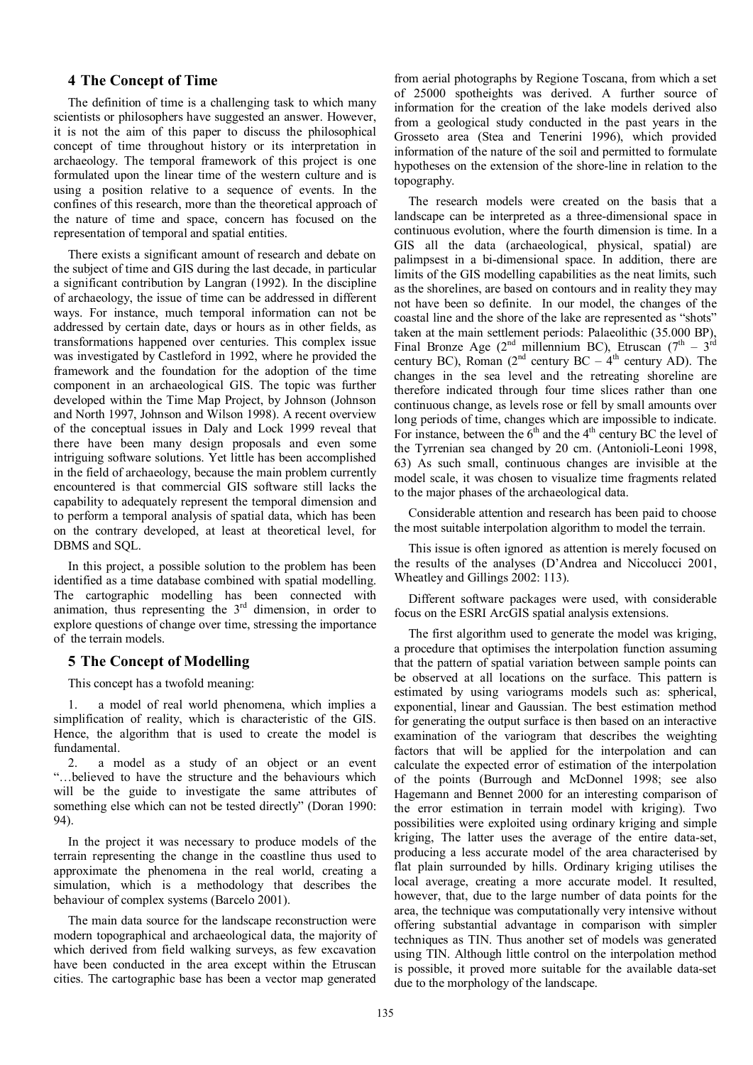## 4 The Concept of Time

The definition of time is a challenging task to which many scientists or philosophers have suggested an answer. However, it is not the aim of this paper to discuss the philosophical concept of time throughout history or its interpretation in archaeology. The temporal framework of this project is one formulated upon the linear time of the western culture and is using a position relative to a sequence of events. In the confines of this research, more than the theoretical approach of the nature of time and space, concern has focused on the representation of temporal and spatial entities.

There exists a significant amount of research and debate on the subject of time and GIS during the last decade, in particular a significant contribution by Langran (1992). In the discipline of archaeology, the issue of time can be addressed in different ways. For instance, much temporal information can not be addressed by certain date, days or hours as in other fields, as transformations happened over centuries. This complex issue was investigated by Castleford in 1992, where he provided the framework and the foundation for the adoption of the time component in an archaeological GIS. The topic was further developed within the Time Map Project, by Johnson (Johnson and North 1997, Johnson and Wilson 1998). A recent overview of the conceptual issues in Daly and Lock 1999 reveal that there have been many design proposals and even some intriguing software solutions. Yet little has been accomplished in the field of archaeology, because the main problem currently encountered is that commercial GIS software still lacks the capability to adequately represent the temporal dimension and to perform a temporal analysis of spatial data, which has been on the contrary developed, at least at theoretical level, for DBMS and SQL.

In this project, a possible solution to the problem has been identified as a time database combined with spatial modelling. The cartographic modelling has been connected with animation, thus representing the 3rd dimension, in order to explore questions of change over time, stressing the importance of the terrain models.

## 5 The Concept of Modelling

This concept has a twofold meaning:

1. a model of real world phenomena, which implies a simplification of reality, which is characteristic of the GIS. Hence, the algorithm that is used to create the model is fundamental.
2. a model as a study of an object or an event "…believed to have the structure and the behaviours which will be the guide to investigate the same attributes of something else which can not be tested directly" (Doran 1990: 94).

In the project it was necessary to produce models of the terrain representing the change in the coastline thus used to approximate the phenomena in the real world, creating a simulation, which is a methodology that describes the behaviour of complex systems (Barcelo 2001).

The main data source for the landscape reconstruction were modern topographical and archaeological data, the majority of which derived from field walking surveys, as few excavation have been conducted in the area except within the Etruscan cities. The cartographic base has been a vector map generated from aerial photographs by Regione Toscana, from which a set of 25000 spotheights was derived. A further source of information for the creation of the lake models derived also from a geological study conducted in the past years in the Grosseto area (Stea and Tenerini 1996), which provided information of the nature of the soil and permitted to formulate hypotheses on the extension of the shore-line in relation to the topography.

The research models were created on the basis that a landscape can be interpreted as a three-dimensional space in continuous evolution, where the fourth dimension is time. In a GIS all the data (archaeological, physical, spatial) are palimpsest in a bi-dimensional space. In addition, there are limits of the GIS modelling capabilities as the neat limits, such as the shorelines, are based on contours and in reality they may not have been so definite. In our model, the changes of the coastal line and the shore of the lake are represented as "shots" taken at the main settlement periods: Palaeolithic (35.000 BP), Final Bronze Age (2nd millennium BC), Etruscan (7th – 3rd century BC), Roman (2nd century BC – 4th century AD). The changes in the sea level and the retreating shoreline are therefore indicated through four time slices rather than one continuous change, as levels rose or fell by small amounts over long periods of time, changes which are impossible to indicate. For instance, between the 6th and the 4th century BC the level of the Tyrrenian sea changed by 20 cm. (Antonioli-Leoni 1998, 63) As such small, continuous changes are invisible at the model scale, it was chosen to visualize time fragments related to the major phases of the archaeological data.

Considerable attention and research has been paid to choose the most suitable interpolation algorithm to model the terrain.

This issue is often ignored as attention is merely focused on the results of the analyses (D'Andrea and Niccolucci 2001, Wheatley and Gillings 2002: 113).

Different software packages were used, with considerable focus on the ESRI ArcGIS spatial analysis extensions.

The first algorithm used to generate the model was kriging, a procedure that optimises the interpolation function assuming that the pattern of spatial variation between sample points can be observed at all locations on the surface. This pattern is estimated by using variograms models such as: spherical, exponential, linear and Gaussian. The best estimation method for generating the output surface is then based on an interactive examination of the variogram that describes the weighting factors that will be applied for the interpolation and can calculate the expected error of estimation of the interpolation of the points (Burrough and McDonnel 1998; see also Hagemann and Bennet 2000 for an interesting comparison of the error estimation in terrain model with kriging). Two possibilities were exploited using ordinary kriging and simple kriging, The latter uses the average of the entire data-set, producing a less accurate model of the area characterised by flat plain surrounded by hills. Ordinary kriging utilises the local average, creating a more accurate model. It resulted, however, that, due to the large number of data points for the area, the technique was computationally very intensive without offering substantial advantage in comparison with simpler techniques as TIN. Thus another set of models was generated using TIN. Although little control on the interpolation method is possible, it proved more suitable for the available data-set due to the morphology of the landscape.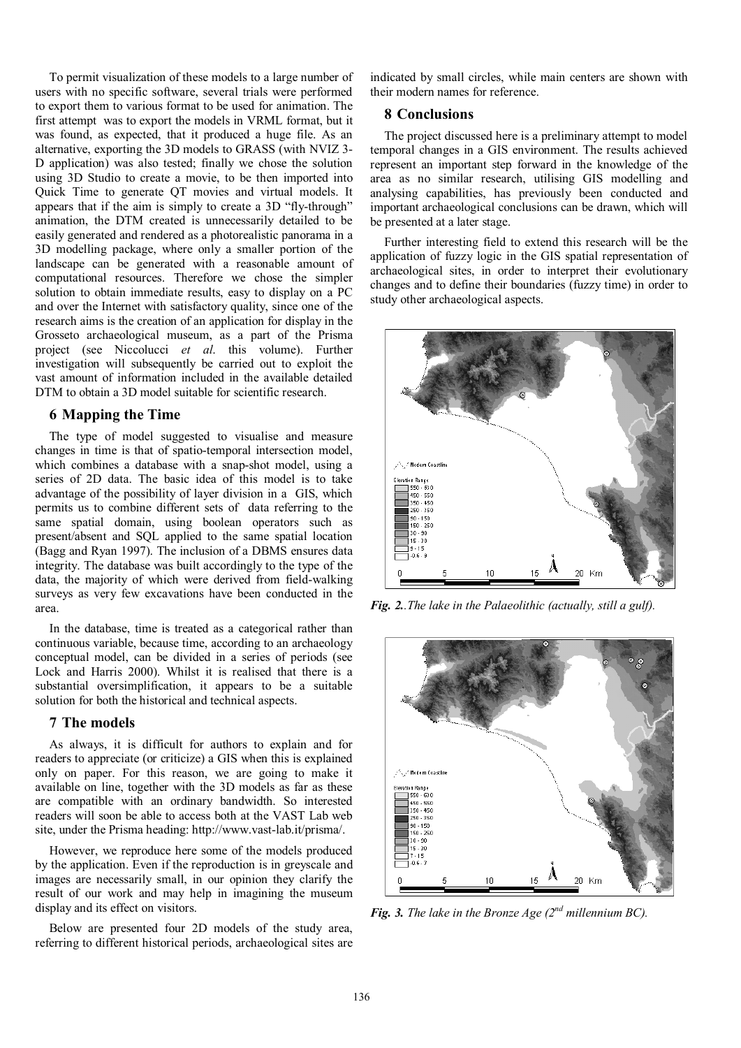To permit visualization of these models to a large number of users with no specific software, several trials were performed to export them to various format to be used for animation. The first attempt was to export the models in VRML format, but it was found, as expected, that it produced a huge file. As an alternative, exporting the 3D models to GRASS (with NVIZ 3-D application) was also tested; finally we chose the solution using 3D Studio to create a movie, to be then imported into Quick Time to generate QT movies and virtual models. It appears that if the aim is simply to create a 3D "fly-through" animation, the DTM created is unnecessarily detailed to be easily generated and rendered as a photorealistic panorama in a 3D modelling package, where only a smaller portion of the landscape can be generated with a reasonable amount of computational resources. Therefore we chose the simpler solution to obtain immediate results, easy to display on a PC and over the Internet with satisfactory quality, since one of the research aims is the creation of an application for display in the Grosseto archaeological museum, as a part of the Prisma project (see Niccolucci *et al*. this volume). Further investigation will subsequently be carried out to exploit the vast amount of information included in the available detailed DTM to obtain a 3D model suitable for scientific research.

## 6 Mapping the Time

The type of model suggested to visualise and measure changes in time is that of spatio-temporal intersection model, which combines a database with a snap-shot model, using a series of 2D data. The basic idea of this model is to take advantage of the possibility of layer division in a GIS, which permits us to combine different sets of data referring to the same spatial domain, using boolean operators such as present/absent and SQL applied to the same spatial location (Bagg and Ryan 1997). The inclusion of a DBMS ensures data integrity. The database was built accordingly to the type of the data, the majority of which were derived from field-walking surveys as very few excavations have been conducted in the area.

In the database, time is treated as a categorical rather than continuous variable, because time, according to an archaeology conceptual model, can be divided in a series of periods (see Lock and Harris 2000). Whilst it is realised that there is a substantial oversimplification, it appears to be a suitable solution for both the historical and technical aspects.

## 7 The models

As always, it is difficult for authors to explain and for readers to appreciate (or criticize) a GIS when this is explained only on paper. For this reason, we are going to make it available on line, together with the 3D models as far as these are compatible with an ordinary bandwidth. So interested readers will soon be able to access both at the VAST Lab web site, under the Prisma heading: http://www.vast-lab.it/prisma/.

However, we reproduce here some of the models produced by the application. Even if the reproduction is in greyscale and images are necessarily small, in our opinion they clarify the result of our work and may help in imagining the museum display and its effect on visitors.

Below are presented four 2D models of the study area, referring to different historical periods, archaeological sites are indicated by small circles, while main centers are shown with their modern names for reference.

## 8 Conclusions

The project discussed here is a preliminary attempt to model temporal changes in a GIS environment. The results achieved represent an important step forward in the knowledge of the area as no similar research, utilising GIS modelling and analysing capabilities, has previously been conducted and important archaeological conclusions can be drawn, which will be presented at a later stage.

Further interesting field to extend this research will be the application of fuzzy logic in the GIS spatial representation of archaeological sites, in order to interpret their evolutionary changes and to define their boundaries (fuzzy time) in order to study other archaeological aspects.

***Fig. 2.*** *The lake in the Palaeolithic (actually, still a gulf).*

***Fig. 3.*** *The lake in the Bronze Age (2nd millennium BC).*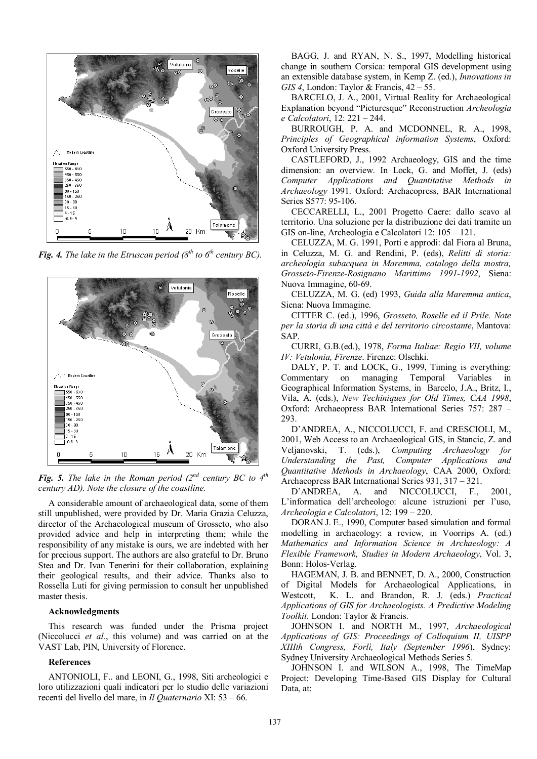*Fig. 4. The lake in the Etruscan period (8th to 6th century BC).*

*Fig. 5. The lake in the Roman period (2nd century BC to 4th century AD). Note the closure of the coastline.*

A considerable amount of archaeological data, some of them still unpublished, were provided by Dr. Maria Grazia Celuzza, director of the Archaeological museum of Grosseto, who also provided advice and help in interpreting them; while the responsibility of any mistake is ours, we are indebted with her for precious support. The authors are also grateful to Dr. Bruno Stea and Dr. Ivan Tenerini for their collaboration, explaining their geological results, and their advice. Thanks also to Rossella Luti for giving permission to consult her unpublished master thesis.

**Acknowledgments**

This research was funded under the Prisma project (Niccolucci *et al*., this volume) and was carried on at the VAST Lab, PIN, University of Florence.

**References**

ANTONIOLI, F.. and LEONI, G., 1998, Siti archeologici e loro utilizzazioni quali indicatori per lo studio delle variazioni recenti del livello del mare, in *Il Quaternario* XI: 53 – 66.

BAGG, J. and RYAN, N. S., 1997, Modelling historical change in southern Corsica: temporal GIS development using an extensible database system, in Kemp Z. (ed.), *Innovations in GIS 4*, London: Taylor & Francis, 42 – 55.

BARCELO, J. A., 2001, Virtual Reality for Archaeological Explanation beyond "Picturesque" Reconstruction *Archeologia e Calcolatori*, 12: 221 – 244.

BURROUGH, P. A. and MCDONNEL, R. A., 1998, *Principles of Geographical information Systems*, Oxford: Oxford University Press.

CASTLEFORD, J., 1992 Archaeology, GIS and the time dimension: an overview. In Lock, G. and Moffet, J. (eds) *Computer Applications and Quantitative Methods in Archaeology* 1991. Oxford: Archaeopress, BAR International Series S577: 95-106.

CECCARELLI, L., 2001 Progetto Caere: dallo scavo al territorio. Una soluzione per la distribuzione dei dati tramite un GIS on-line, Archeologia e Calcolatori 12: 105 – 121.

CELUZZA, M. G. 1991, Porti e approdi: dal Fiora al Bruna, in Celuzza, M. G. and Rendini, P. (eds), *Relitti di storia: archeologia subacquea in Maremma, catalogo della mostra, Grosseto-Firenze-Rosignano Marittimo 1991-1992*, Siena: Nuova Immagine, 60-69.

CELUZZA, M. G. (ed) 1993, *Guida alla Maremma antica*, Siena: Nuova Immagine.

CITTER C. (ed.), 1996, *Grosseto, Roselle ed il Prile. Note per la storia di una città e del territorio circostante*, Mantova: SAP.

CURRI, G.B.(ed.), 1978, *Forma Italiae: Regio VII, volume IV: Vetulonia, Firenze*. Firenze: Olschki.

DALY, P. T. and LOCK, G., 1999, Timing is everything: Commentary on managing Temporal Variables in Geographical Information Systems, in Barcelo, J.A., Britz, I., Vila, A. (eds.), *New Techiniques for Old Times, CAA 1998*, Oxford: Archaeopress BAR International Series 757: 287 – 293.

D'ANDREA, A., NICCOLUCCI, F. and CRESCIOLI, M., 2001, Web Access to an Archaeological GIS, in Stancic, Z. and Veljanovski, T. (eds.), *Computing Archaeology for Understanding the Past, Computer Applications and Quantitative Methods in Archaeology*, CAA 2000, Oxford: Archaeopress BAR International Series 931, 317 – 321.

D'ANDREA, A. and NICCOLUCCI, F., 2001, L'informatica dell'archeologo: alcune istruzioni per l'uso, *Archeologia e Calcolatori*, 12: 199 – 220.

DORAN J. E., 1990, Computer based simulation and formal modelling in archaeology: a review, in Voorrips A. (ed.) *Mathematics and Information Science in Archaeology: A Flexible Framework, Studies in Modern Archaeology*, Vol. 3, Bonn: Holos-Verlag.

HAGEMAN, J. B. and BENNET, D. A., 2000, Construction of Digital Models for Archaeological Applications, in Westcott, K. L. and Brandon, R. J. (eds.) *Practical Applications of GIS for Archaeologists. A Predictive Modeling Toolkit*. London: Taylor & Francis.

JOHNSON I. and NORTH M., 1997, *Archaeological Applications of GIS: Proceedings of Colloquium II, UISPP XIIIth Congress, Forlì, Italy (September 1996)*, Sydney: Sydney University Archaeological Methods Series 5.

JOHNSON I. and WILSON A., 1998, The TimeMap Project: Developing Time-Based GIS Display for Cultural Data, at: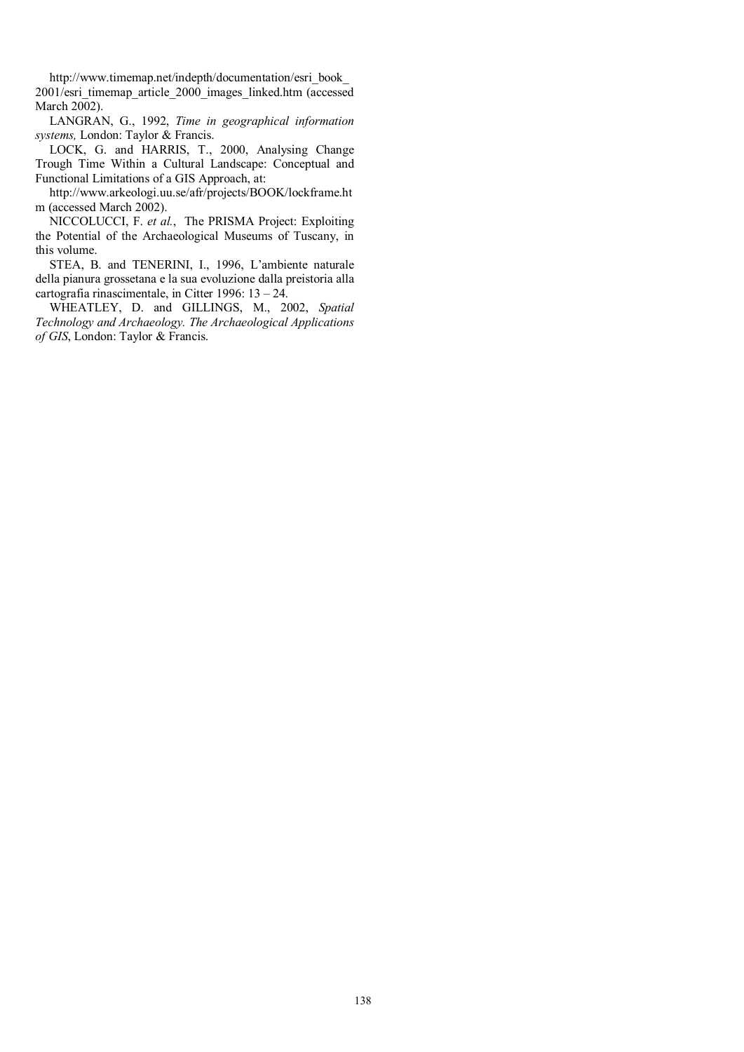http://www.timemap.net/indepth/documentation/esri_book_2001/esri_timemap_article_2000_images_linked.htm (accessed March 2002).

LANGRAN, G., 1992, *Time in geographical information systems,* London: Taylor & Francis.

LOCK, G. and HARRIS, T., 2000, Analysing Change Trough Time Within a Cultural Landscape: Conceptual and Functional Limitations of a GIS Approach, at:

http://www.arkeologi.uu.se/afr/projects/BOOK/lockframe.htm (accessed March 2002).

NICCOLUCCI, F. *et al.*, The PRISMA Project: Exploiting the Potential of the Archaeological Museums of Tuscany, in this volume.

STEA, B. and TENERINI, I., 1996, L'ambiente naturale della pianura grossetana e la sua evoluzione dalla preistoria alla cartografia rinascimentale, in Citter 1996: 13 – 24.

WHEATLEY, D. and GILLINGS, M., 2002, *Spatial Technology and Archaeology. The Archaeological Applications of GIS*, London: Taylor & Francis.